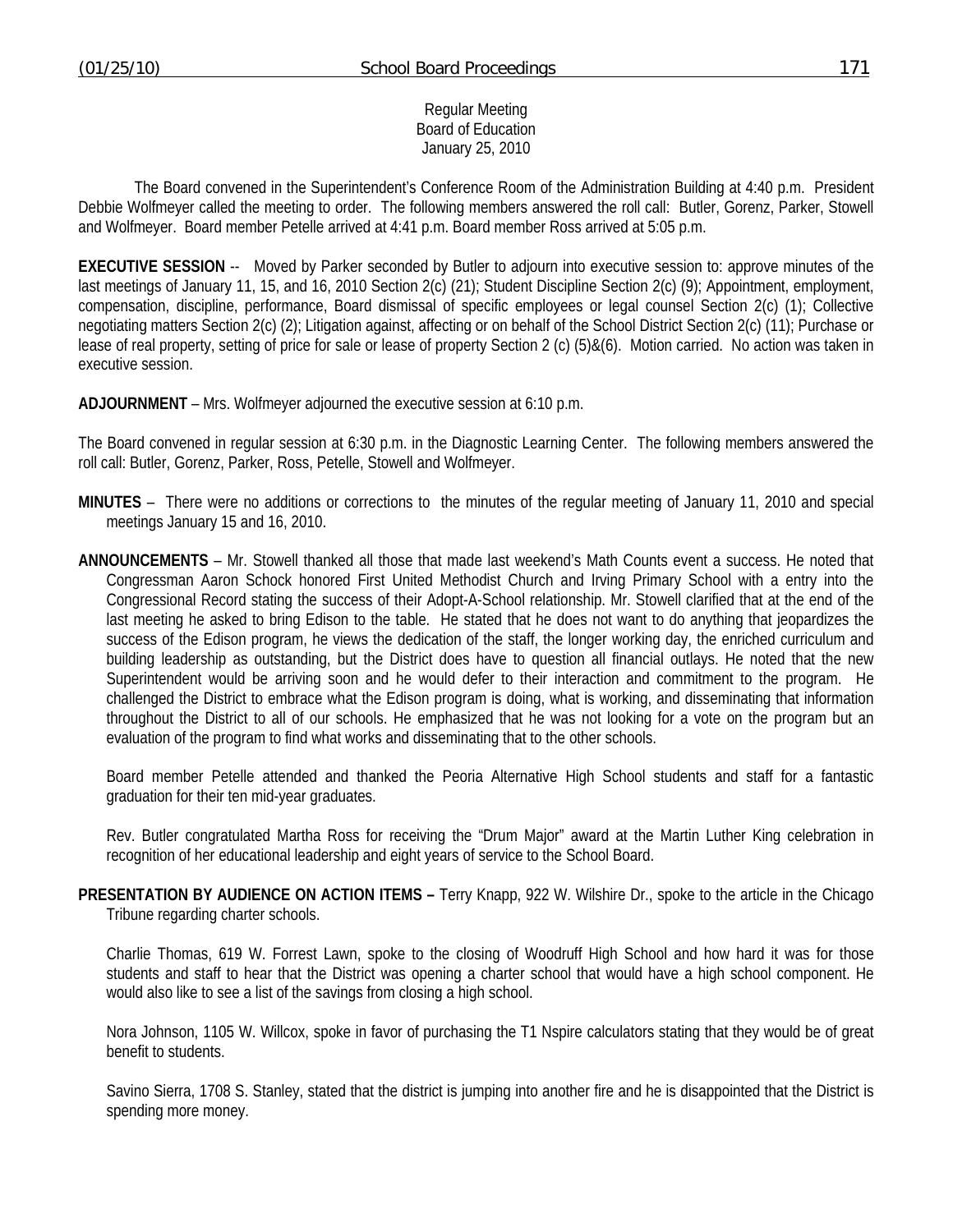Regular Meeting
Board of Education
January 25, 2010

The Board convened in the Superintendent's Conference Room of the Administration Building at 4:40 p.m. President Debbie Wolfmeyer called the meeting to order. The following members answered the roll call: Butler, Gorenz, Parker, Stowell and Wolfmeyer. Board member Petelle arrived at 4:41 p.m. Board member Ross arrived at 5:05 p.m.

**EXECUTIVE SESSION** -- Moved by Parker seconded by Butler to adjourn into executive session to: approve minutes of the last meetings of January 11, 15, and 16, 2010 Section 2(c) (21); Student Discipline Section 2(c) (9); Appointment, employment, compensation, discipline, performance, Board dismissal of specific employees or legal counsel Section 2(c) (1); Collective negotiating matters Section 2(c) (2); Litigation against, affecting or on behalf of the School District Section 2(c) (11); Purchase or lease of real property, setting of price for sale or lease of property Section 2 (c) (5)&(6). Motion carried. No action was taken in executive session.

**ADJOURNMENT** – Mrs. Wolfmeyer adjourned the executive session at 6:10 p.m.

The Board convened in regular session at 6:30 p.m. in the Diagnostic Learning Center. The following members answered the roll call: Butler, Gorenz, Parker, Ross, Petelle, Stowell and Wolfmeyer.

**MINUTES** – There were no additions or corrections to the minutes of the regular meeting of January 11, 2010 and special meetings January 15 and 16, 2010.

**ANNOUNCEMENTS** – Mr. Stowell thanked all those that made last weekend's Math Counts event a success. He noted that Congressman Aaron Schock honored First United Methodist Church and Irving Primary School with a entry into the Congressional Record stating the success of their Adopt-A-School relationship. Mr. Stowell clarified that at the end of the last meeting he asked to bring Edison to the table. He stated that he does not want to do anything that jeopardizes the success of the Edison program, he views the dedication of the staff, the longer working day, the enriched curriculum and building leadership as outstanding, but the District does have to question all financial outlays. He noted that the new Superintendent would be arriving soon and he would defer to their interaction and commitment to the program. He challenged the District to embrace what the Edison program is doing, what is working, and disseminating that information throughout the District to all of our schools. He emphasized that he was not looking for a vote on the program but an evaluation of the program to find what works and disseminating that to the other schools.

Board member Petelle attended and thanked the Peoria Alternative High School students and staff for a fantastic graduation for their ten mid-year graduates.

Rev. Butler congratulated Martha Ross for receiving the "Drum Major" award at the Martin Luther King celebration in recognition of her educational leadership and eight years of service to the School Board.

**PRESENTATION BY AUDIENCE ON ACTION ITEMS –** Terry Knapp, 922 W. Wilshire Dr., spoke to the article in the Chicago Tribune regarding charter schools.

Charlie Thomas, 619 W. Forrest Lawn, spoke to the closing of Woodruff High School and how hard it was for those students and staff to hear that the District was opening a charter school that would have a high school component. He would also like to see a list of the savings from closing a high school.

Nora Johnson, 1105 W. Willcox, spoke in favor of purchasing the T1 Nspire calculators stating that they would be of great benefit to students.

Savino Sierra, 1708 S. Stanley, stated that the district is jumping into another fire and he is disappointed that the District is spending more money.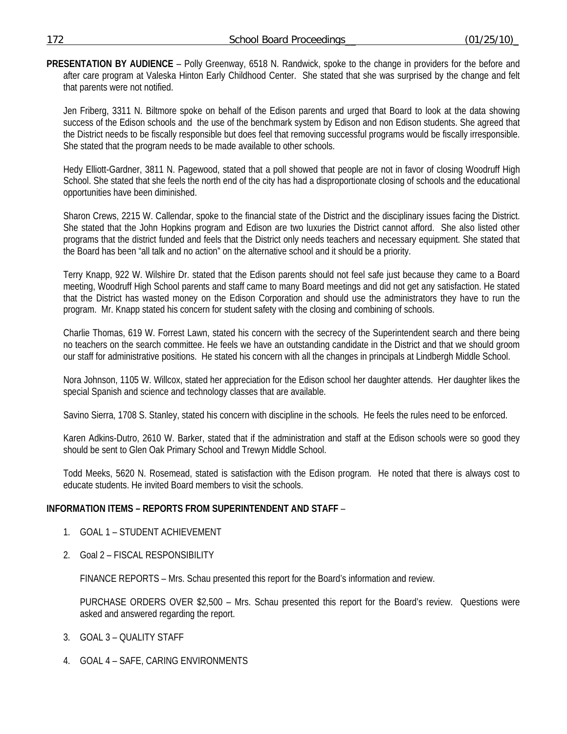**PRESENTATION BY AUDIENCE** – Polly Greenway, 6518 N. Randwick, spoke to the change in providers for the before and after care program at Valeska Hinton Early Childhood Center. She stated that she was surprised by the change and felt that parents were not notified.

Jen Friberg, 3311 N. Biltmore spoke on behalf of the Edison parents and urged that Board to look at the data showing success of the Edison schools and the use of the benchmark system by Edison and non Edison students. She agreed that the District needs to be fiscally responsible but does feel that removing successful programs would be fiscally irresponsible. She stated that the program needs to be made available to other schools.

Hedy Elliott-Gardner, 3811 N. Pagewood, stated that a poll showed that people are not in favor of closing Woodruff High School. She stated that she feels the north end of the city has had a disproportionate closing of schools and the educational opportunities have been diminished.

Sharon Crews, 2215 W. Callendar, spoke to the financial state of the District and the disciplinary issues facing the District. She stated that the John Hopkins program and Edison are two luxuries the District cannot afford. She also listed other programs that the district funded and feels that the District only needs teachers and necessary equipment. She stated that the Board has been "all talk and no action" on the alternative school and it should be a priority.

Terry Knapp, 922 W. Wilshire Dr. stated that the Edison parents should not feel safe just because they came to a Board meeting, Woodruff High School parents and staff came to many Board meetings and did not get any satisfaction. He stated that the District has wasted money on the Edison Corporation and should use the administrators they have to run the program. Mr. Knapp stated his concern for student safety with the closing and combining of schools.

Charlie Thomas, 619 W. Forrest Lawn, stated his concern with the secrecy of the Superintendent search and there being no teachers on the search committee. He feels we have an outstanding candidate in the District and that we should groom our staff for administrative positions. He stated his concern with all the changes in principals at Lindbergh Middle School.

Nora Johnson, 1105 W. Willcox, stated her appreciation for the Edison school her daughter attends. Her daughter likes the special Spanish and science and technology classes that are available.

Savino Sierra, 1708 S. Stanley, stated his concern with discipline in the schools. He feels the rules need to be enforced.

Karen Adkins-Dutro, 2610 W. Barker, stated that if the administration and staff at the Edison schools were so good they should be sent to Glen Oak Primary School and Trewyn Middle School.

Todd Meeks, 5620 N. Rosemead, stated is satisfaction with the Edison program. He noted that there is always cost to educate students. He invited Board members to visit the schools.

**INFORMATION ITEMS – REPORTS FROM SUPERINTENDENT AND STAFF** –

1. GOAL 1 – STUDENT ACHIEVEMENT

2. Goal 2 – FISCAL RESPONSIBILITY

   FINANCE REPORTS – Mrs. Schau presented this report for the Board's information and review.

   PURCHASE ORDERS OVER $2,500 – Mrs. Schau presented this report for the Board's review. Questions were asked and answered regarding the report.

3. GOAL 3 – QUALITY STAFF

4. GOAL 4 – SAFE, CARING ENVIRONMENTS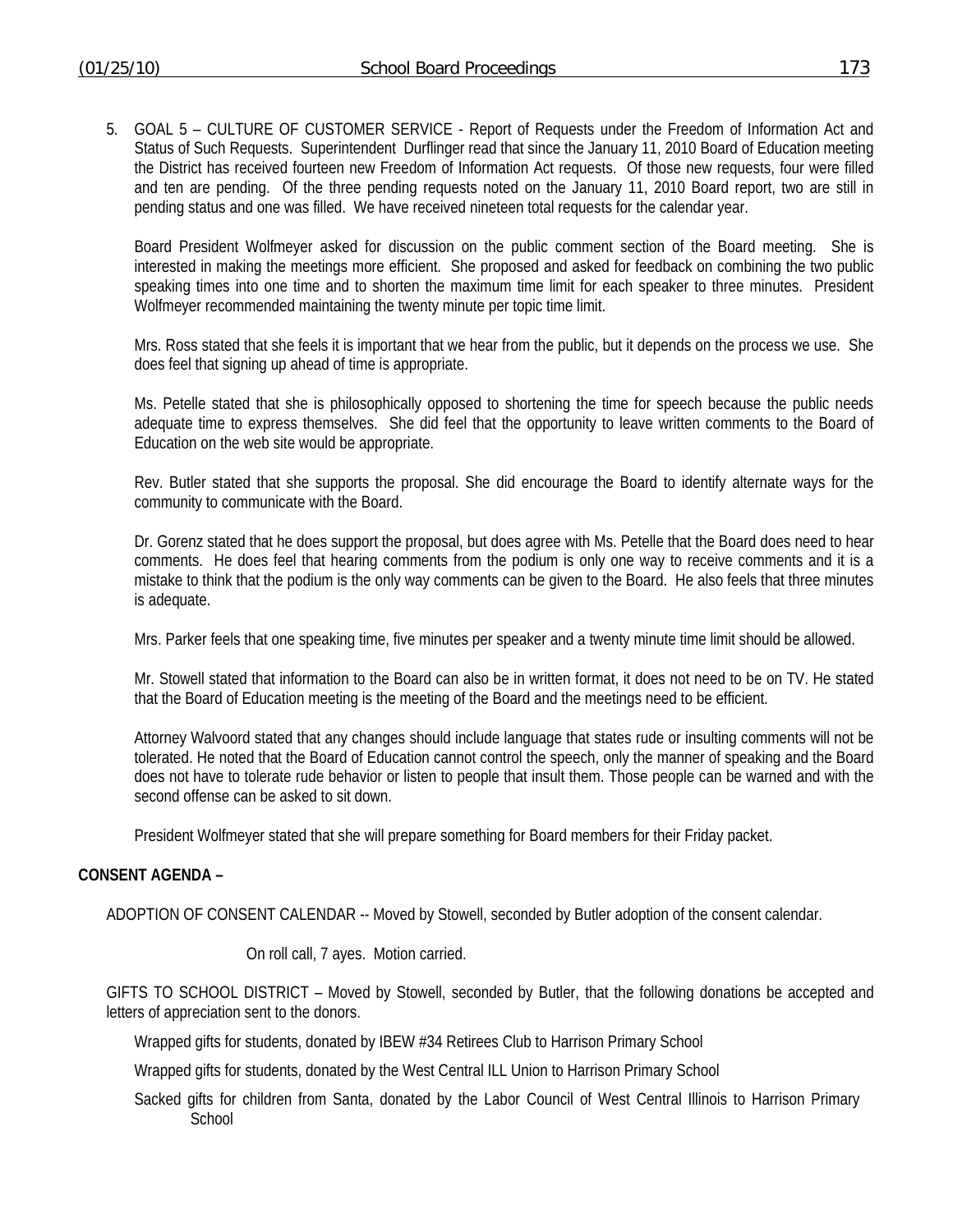5. GOAL 5 – CULTURE OF CUSTOMER SERVICE - Report of Requests under the Freedom of Information Act and Status of Such Requests. Superintendent Durflinger read that since the January 11, 2010 Board of Education meeting the District has received fourteen new Freedom of Information Act requests. Of those new requests, four were filled and ten are pending. Of the three pending requests noted on the January 11, 2010 Board report, two are still in pending status and one was filled. We have received nineteen total requests for the calendar year.

   Board President Wolfmeyer asked for discussion on the public comment section of the Board meeting. She is interested in making the meetings more efficient. She proposed and asked for feedback on combining the two public speaking times into one time and to shorten the maximum time limit for each speaker to three minutes. President Wolfmeyer recommended maintaining the twenty minute per topic time limit.

   Mrs. Ross stated that she feels it is important that we hear from the public, but it depends on the process we use. She does feel that signing up ahead of time is appropriate.

   Ms. Petelle stated that she is philosophically opposed to shortening the time for speech because the public needs adequate time to express themselves. She did feel that the opportunity to leave written comments to the Board of Education on the web site would be appropriate.

   Rev. Butler stated that she supports the proposal. She did encourage the Board to identify alternate ways for the community to communicate with the Board.

   Dr. Gorenz stated that he does support the proposal, but does agree with Ms. Petelle that the Board does need to hear comments. He does feel that hearing comments from the podium is only one way to receive comments and it is a mistake to think that the podium is the only way comments can be given to the Board. He also feels that three minutes is adequate.

   Mrs. Parker feels that one speaking time, five minutes per speaker and a twenty minute time limit should be allowed.

   Mr. Stowell stated that information to the Board can also be in written format, it does not need to be on TV. He stated that the Board of Education meeting is the meeting of the Board and the meetings need to be efficient.

   Attorney Walvoord stated that any changes should include language that states rude or insulting comments will not be tolerated. He noted that the Board of Education cannot control the speech, only the manner of speaking and the Board does not have to tolerate rude behavior or listen to people that insult them. Those people can be warned and with the second offense can be asked to sit down.

   President Wolfmeyer stated that she will prepare something for Board members for their Friday packet.

**CONSENT AGENDA –**

ADOPTION OF CONSENT CALENDAR -- Moved by Stowell, seconded by Butler adoption of the consent calendar.

On roll call, 7 ayes. Motion carried.

GIFTS TO SCHOOL DISTRICT – Moved by Stowell, seconded by Butler, that the following donations be accepted and letters of appreciation sent to the donors.

Wrapped gifts for students, donated by IBEW #34 Retirees Club to Harrison Primary School

Wrapped gifts for students, donated by the West Central ILL Union to Harrison Primary School

Sacked gifts for children from Santa, donated by the Labor Council of West Central Illinois to Harrison Primary School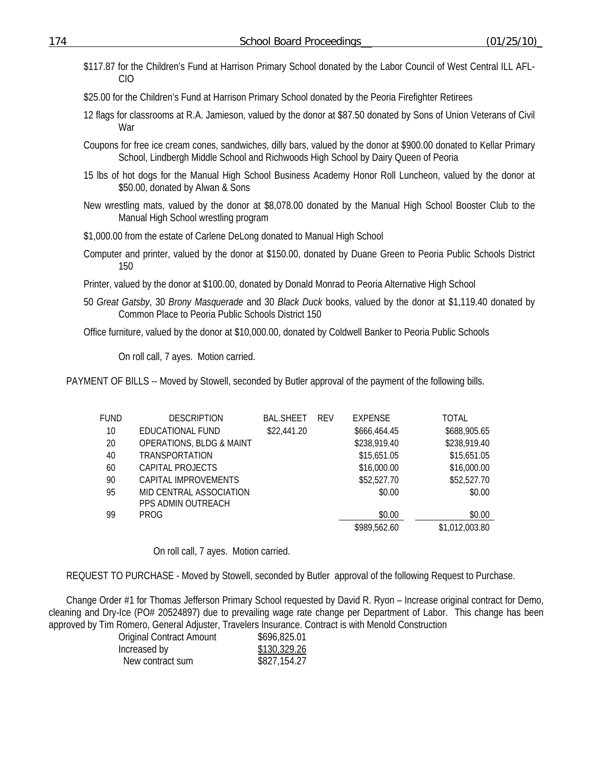$117.87 for the Children's Fund at Harrison Primary School donated by the Labor Council of West Central ILL AFL-CIO

$25.00 for the Children's Fund at Harrison Primary School donated by the Peoria Firefighter Retirees

12 flags for classrooms at R.A. Jamieson, valued by the donor at $87.50 donated by Sons of Union Veterans of Civil War

Coupons for free ice cream cones, sandwiches, dilly bars, valued by the donor at $900.00 donated to Kellar Primary School, Lindbergh Middle School and Richwoods High School by Dairy Queen of Peoria

15 lbs of hot dogs for the Manual High School Business Academy Honor Roll Luncheon, valued by the donor at $50.00, donated by Alwan & Sons

New wrestling mats, valued by the donor at $8,078.00 donated by the Manual High School Booster Club to the Manual High School wrestling program

$1,000.00 from the estate of Carlene DeLong donated to Manual High School

Computer and printer, valued by the donor at $150.00, donated by Duane Green to Peoria Public Schools District 150

Printer, valued by the donor at $100.00, donated by Donald Monrad to Peoria Alternative High School

50 *Great Gatsby*, 30 *Brony Masquerade* and 30 *Black Duck* books, valued by the donor at $1,119.40 donated by Common Place to Peoria Public Schools District 150

Office furniture, valued by the donor at $10,000.00, donated by Coldwell Banker to Peoria Public Schools

On roll call, 7 ayes. Motion carried.

PAYMENT OF BILLS -- Moved by Stowell, seconded by Butler approval of the payment of the following bills.

| FUND | DESCRIPTION | BAL.SHEET | REV | EXPENSE | TOTAL |
|---|---|---|---|---|---|
| 10 | EDUCATIONAL FUND | $22,441.20 | | $666,464.45 | $688,905.65 |
| 20 | OPERATIONS, BLDG & MAINT | | | $238,919.40 | $238,919.40 |
| 40 | TRANSPORTATION | | | $15,651.05 | $15,651.05 |
| 60 | CAPITAL PROJECTS | | | $16,000.00 | $16,000.00 |
| 90 | CAPITAL IMPROVEMENTS | | | $52,527.70 | $52,527.70 |
| 95 | MID CENTRAL ASSOCIATION | | | $0.00 | $0.00 |
| 99 | PPS ADMIN OUTREACH PROG | | | $0.00 | $0.00 |
| | | | | $989,562.60 | $1,012,003.80 |

On roll call, 7 ayes. Motion carried.

REQUEST TO PURCHASE - Moved by Stowell, seconded by Butler approval of the following Request to Purchase.

Change Order #1 for Thomas Jefferson Primary School requested by David R. Ryon – Increase original contract for Demo, cleaning and Dry-Ice (PO# 20524897) due to prevailing wage rate change per Department of Labor. This change has been approved by Tim Romero, General Adjuster, Travelers Insurance. Contract is with Menold Construction

| | |
|---|---|
| Original Contract Amount | $696,825.01 |
| Increased by | $130,329.26 |
| New contract sum | $827,154.27 |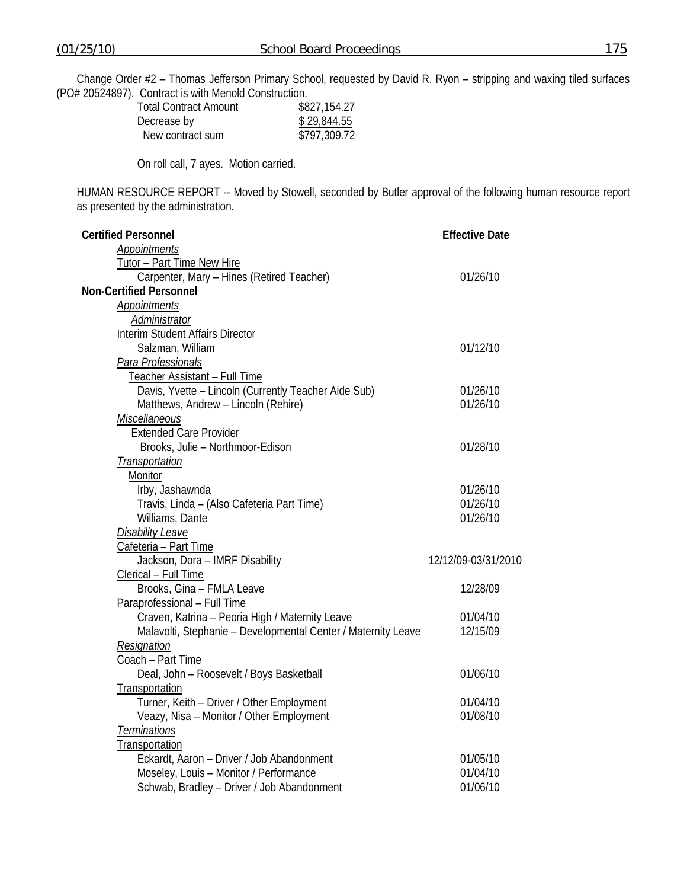Change Order #2 – Thomas Jefferson Primary School, requested by David R. Ryon – stripping and waxing tiled surfaces (PO# 20524897). Contract is with Menold Construction.

| | |
|---|---|
| Total Contract Amount | $827,154.27 |
| Decrease by | $ 29,844.55 |
| New contract sum | $797,309.72 |

On roll call, 7 ayes. Motion carried.

HUMAN RESOURCE REPORT -- Moved by Stowell, seconded by Butler approval of the following human resource report as presented by the administration.

| **Certified Personnel** | **Effective Date** |
|---|---|
| *Appointments* | |
| Tutor – Part Time New Hire | |
| Carpenter, Mary – Hines (Retired Teacher) | 01/26/10 |
| **Non-Certified Personnel** | |
| *Appointments* | |
| *Administrator* | |
| Interim Student Affairs Director | |
| Salzman, William | 01/12/10 |
| *Para Professionals* | |
| Teacher Assistant – Full Time | |
| Davis, Yvette – Lincoln (Currently Teacher Aide Sub) | 01/26/10 |
| Matthews, Andrew – Lincoln (Rehire) | 01/26/10 |
| *Miscellaneous* | |
| Extended Care Provider | |
| Brooks, Julie – Northmoor-Edison | 01/28/10 |
| *Transportation* | |
| Monitor | |
| Irby, Jashawnda | 01/26/10 |
| Travis, Linda – (Also Cafeteria Part Time) | 01/26/10 |
| Williams, Dante | 01/26/10 |
| *Disability Leave* | |
| Cafeteria – Part Time | |
| Jackson, Dora – IMRF Disability | 12/12/09-03/31/2010 |
| Clerical – Full Time | |
| Brooks, Gina – FMLA Leave | 12/28/09 |
| Paraprofessional – Full Time | |
| Craven, Katrina – Peoria High / Maternity Leave | 01/04/10 |
| Malavolti, Stephanie – Developmental Center / Maternity Leave | 12/15/09 |
| *Resignation* | |
| Coach – Part Time | |
| Deal, John – Roosevelt / Boys Basketball | 01/06/10 |
| Transportation | |
| Turner, Keith – Driver / Other Employment | 01/04/10 |
| Veazy, Nisa – Monitor / Other Employment | 01/08/10 |
| *Terminations* | |
| Transportation | |
| Eckardt, Aaron – Driver / Job Abandonment | 01/05/10 |
| Moseley, Louis – Monitor / Performance | 01/04/10 |
| Schwab, Bradley – Driver / Job Abandonment | 01/06/10 |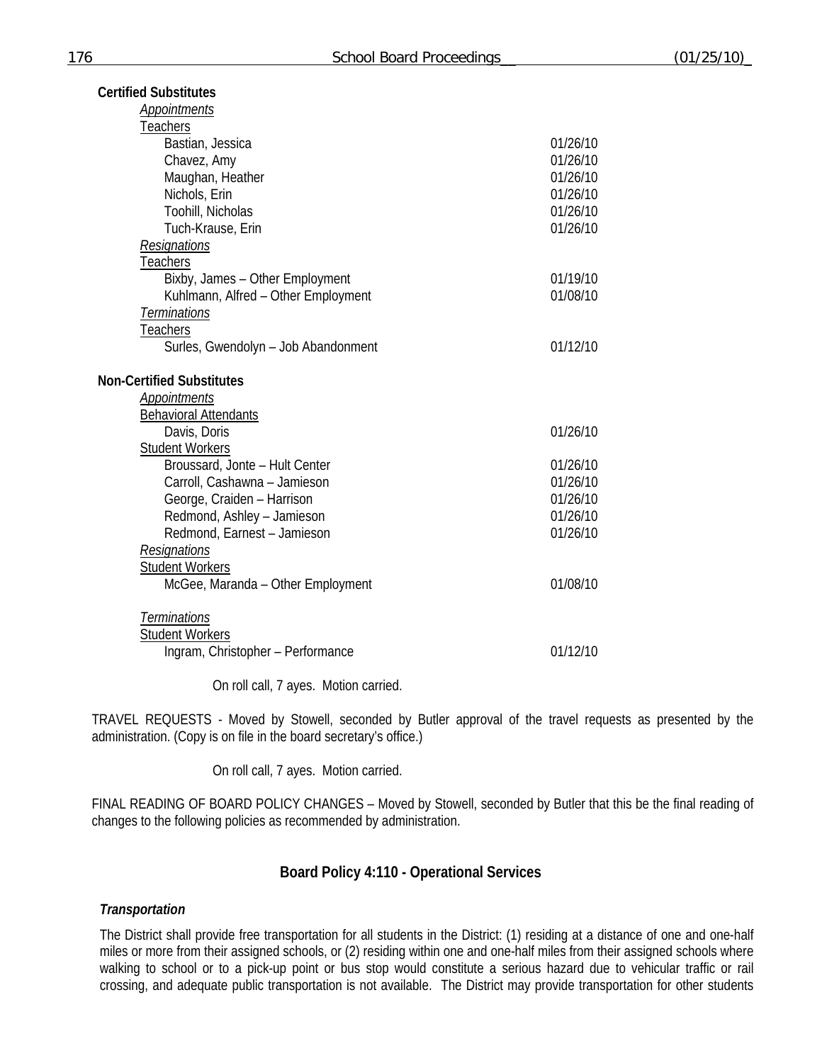**Certified Substitutes**

*Appointments*

Teachers

| | |
|---|---|
| Bastian, Jessica | 01/26/10 |
| Chavez, Amy | 01/26/10 |
| Maughan, Heather | 01/26/10 |
| Nichols, Erin | 01/26/10 |
| Toohill, Nicholas | 01/26/10 |
| Tuch-Krause, Erin | 01/26/10 |

*Resignations*

Teachers

| | |
|---|---|
| Bixby, James – Other Employment | 01/19/10 |
| Kuhlmann, Alfred – Other Employment | 01/08/10 |

*Terminations*

Teachers

| | |
|---|---|
| Surles, Gwendolyn – Job Abandonment | 01/12/10 |

**Non-Certified Substitutes**

*Appointments*

Behavioral Attendants

| | |
|---|---|
| Davis, Doris | 01/26/10 |

Student Workers

| | |
|---|---|
| Broussard, Jonte – Hult Center | 01/26/10 |
| Carroll, Cashawna – Jamieson | 01/26/10 |
| George, Craiden – Harrison | 01/26/10 |
| Redmond, Ashley – Jamieson | 01/26/10 |
| Redmond, Earnest – Jamieson | 01/26/10 |

*Resignations*

Student Workers

| | |
|---|---|
| McGee, Maranda – Other Employment | 01/08/10 |

*Terminations*

Student Workers

| | |
|---|---|
| Ingram, Christopher – Performance | 01/12/10 |

On roll call, 7 ayes. Motion carried.

TRAVEL REQUESTS - Moved by Stowell, seconded by Butler approval of the travel requests as presented by the administration. (Copy is on file in the board secretary's office.)

On roll call, 7 ayes. Motion carried.

FINAL READING OF BOARD POLICY CHANGES – Moved by Stowell, seconded by Butler that this be the final reading of changes to the following policies as recommended by administration.

## Board Policy 4:110 - Operational Services

***Transportation***

The District shall provide free transportation for all students in the District: (1) residing at a distance of one and one-half miles or more from their assigned schools, or (2) residing within one and one-half miles from their assigned schools where walking to school or to a pick-up point or bus stop would constitute a serious hazard due to vehicular traffic or rail crossing, and adequate public transportation is not available. The District may provide transportation for other students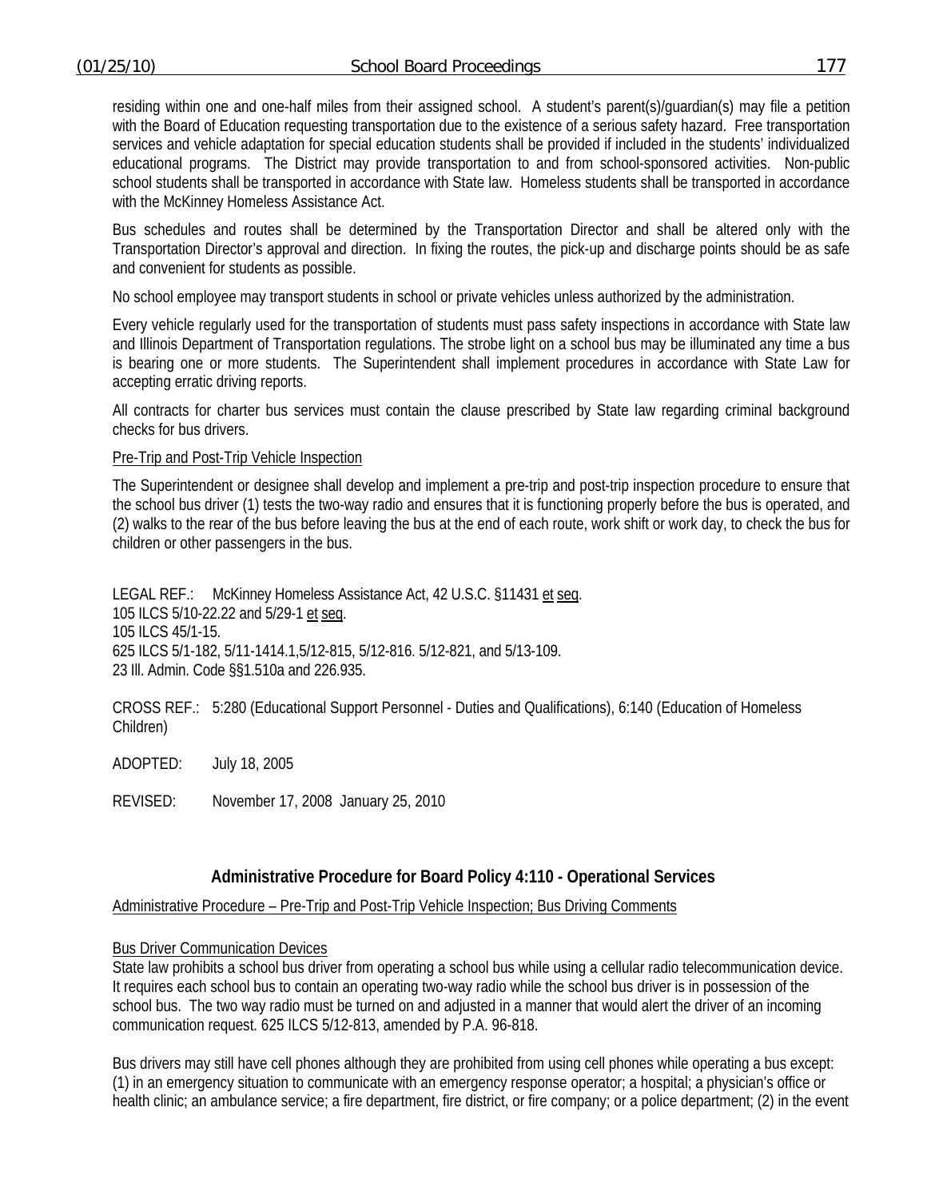residing within one and one-half miles from their assigned school. A student's parent(s)/guardian(s) may file a petition with the Board of Education requesting transportation due to the existence of a serious safety hazard. Free transportation services and vehicle adaptation for special education students shall be provided if included in the students' individualized educational programs. The District may provide transportation to and from school-sponsored activities. Non-public school students shall be transported in accordance with State law. Homeless students shall be transported in accordance with the McKinney Homeless Assistance Act.

Bus schedules and routes shall be determined by the Transportation Director and shall be altered only with the Transportation Director's approval and direction. In fixing the routes, the pick-up and discharge points should be as safe and convenient for students as possible.

No school employee may transport students in school or private vehicles unless authorized by the administration.

Every vehicle regularly used for the transportation of students must pass safety inspections in accordance with State law and Illinois Department of Transportation regulations. The strobe light on a school bus may be illuminated any time a bus is bearing one or more students. The Superintendent shall implement procedures in accordance with State Law for accepting erratic driving reports.

All contracts for charter bus services must contain the clause prescribed by State law regarding criminal background checks for bus drivers.

<u>Pre-Trip and Post-Trip Vehicle Inspection</u>

The Superintendent or designee shall develop and implement a pre-trip and post-trip inspection procedure to ensure that the school bus driver (1) tests the two-way radio and ensures that it is functioning properly before the bus is operated, and (2) walks to the rear of the bus before leaving the bus at the end of each route, work shift or work day, to check the bus for children or other passengers in the bus.

LEGAL REF.: McKinney Homeless Assistance Act, 42 U.S.C. §11431 <u>et seq</u>.
105 ILCS 5/10-22.22 and 5/29-1 <u>et seq</u>.
105 ILCS 45/1-15.
625 ILCS 5/1-182, 5/11-1414.1,5/12-815, 5/12-816. 5/12-821, and 5/13-109.
23 Ill. Admin. Code §§1.510a and 226.935.

CROSS REF.: 5:280 (Educational Support Personnel - Duties and Qualifications), 6:140 (Education of Homeless Children)

ADOPTED: July 18, 2005

REVISED: November 17, 2008 January 25, 2010

## Administrative Procedure for Board Policy 4:110 - Operational Services

<u>Administrative Procedure – Pre-Trip and Post-Trip Vehicle Inspection; Bus Driving Comments</u>

<u>Bus Driver Communication Devices</u>

State law prohibits a school bus driver from operating a school bus while using a cellular radio telecommunication device. It requires each school bus to contain an operating two-way radio while the school bus driver is in possession of the school bus. The two way radio must be turned on and adjusted in a manner that would alert the driver of an incoming communication request. 625 ILCS 5/12-813, amended by P.A. 96-818.

Bus drivers may still have cell phones although they are prohibited from using cell phones while operating a bus except: (1) in an emergency situation to communicate with an emergency response operator; a hospital; a physician's office or health clinic; an ambulance service; a fire department, fire district, or fire company; or a police department; (2) in the event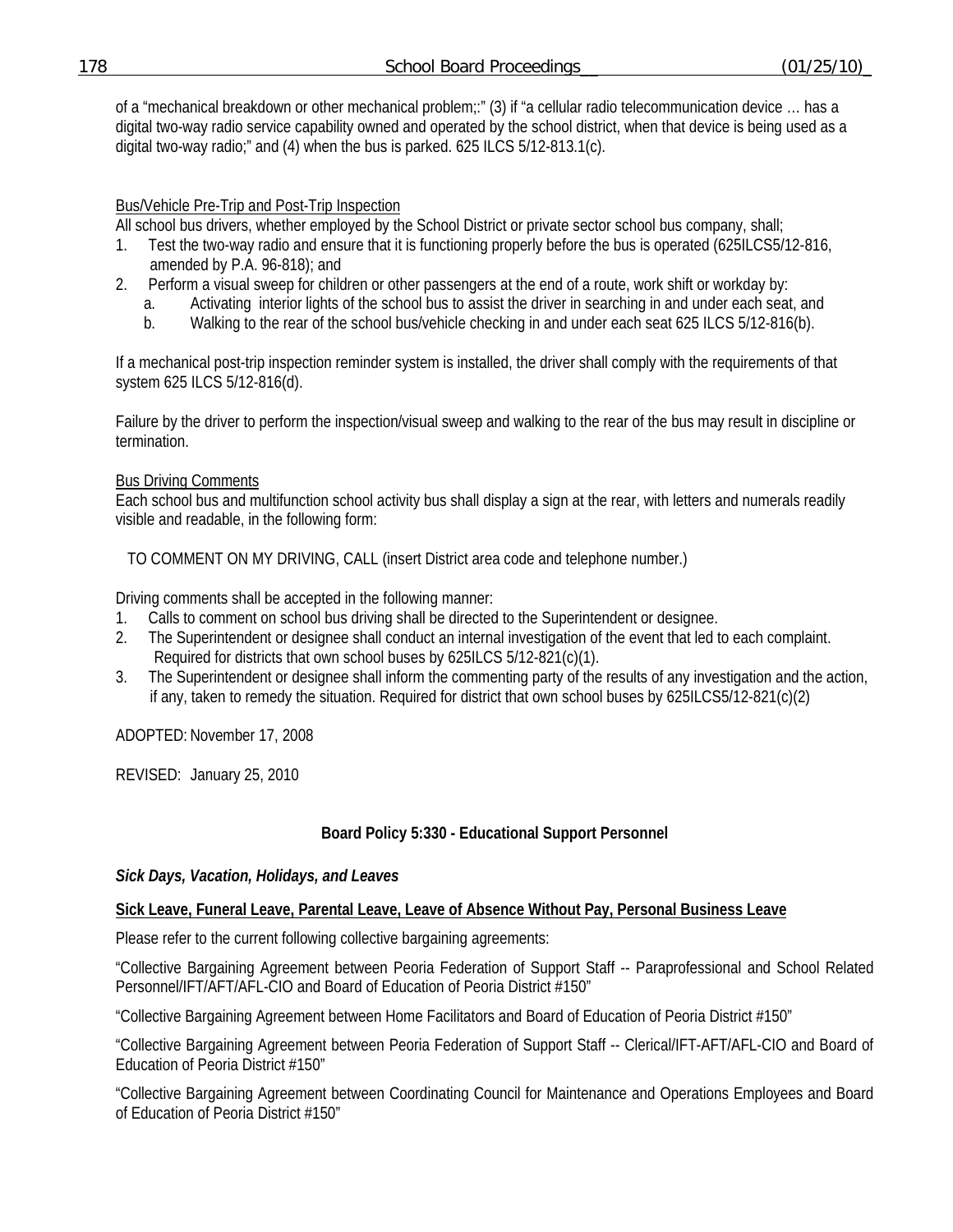of a "mechanical breakdown or other mechanical problem;:" (3) if "a cellular radio telecommunication device … has a digital two-way radio service capability owned and operated by the school district, when that device is being used as a digital two-way radio;" and (4) when the bus is parked. 625 ILCS 5/12-813.1(c).

<u>Bus/Vehicle Pre-Trip and Post-Trip Inspection</u>

All school bus drivers, whether employed by the School District or private sector school bus company, shall;

1. Test the two-way radio and ensure that it is functioning properly before the bus is operated (625ILCS5/12-816, amended by P.A. 96-818); and
2. Perform a visual sweep for children or other passengers at the end of a route, work shift or workday by:
   a. Activating interior lights of the school bus to assist the driver in searching in and under each seat, and
   b. Walking to the rear of the school bus/vehicle checking in and under each seat 625 ILCS 5/12-816(b).

If a mechanical post-trip inspection reminder system is installed, the driver shall comply with the requirements of that system 625 ILCS 5/12-816(d).

Failure by the driver to perform the inspection/visual sweep and walking to the rear of the bus may result in discipline or termination.

<u>Bus Driving Comments</u>

Each school bus and multifunction school activity bus shall display a sign at the rear, with letters and numerals readily visible and readable, in the following form:

TO COMMENT ON MY DRIVING, CALL (insert District area code and telephone number.)

Driving comments shall be accepted in the following manner:

1. Calls to comment on school bus driving shall be directed to the Superintendent or designee.
2. The Superintendent or designee shall conduct an internal investigation of the event that led to each complaint. Required for districts that own school buses by 625ILCS 5/12-821(c)(1).
3. The Superintendent or designee shall inform the commenting party of the results of any investigation and the action, if any, taken to remedy the situation. Required for district that own school buses by 625ILCS5/12-821(c)(2)

ADOPTED: November 17, 2008

REVISED: January 25, 2010

**Board Policy 5:330 - Educational Support Personnel**

***Sick Days, Vacation, Holidays, and Leaves***

**<u>Sick Leave, Funeral Leave, Parental Leave, Leave of Absence Without Pay, Personal Business Leave</u>**

Please refer to the current following collective bargaining agreements:

"Collective Bargaining Agreement between Peoria Federation of Support Staff -- Paraprofessional and School Related Personnel/IFT/AFT/AFL-CIO and Board of Education of Peoria District #150"

"Collective Bargaining Agreement between Home Facilitators and Board of Education of Peoria District #150"

"Collective Bargaining Agreement between Peoria Federation of Support Staff -- Clerical/IFT-AFT/AFL-CIO and Board of Education of Peoria District #150"

"Collective Bargaining Agreement between Coordinating Council for Maintenance and Operations Employees and Board of Education of Peoria District #150"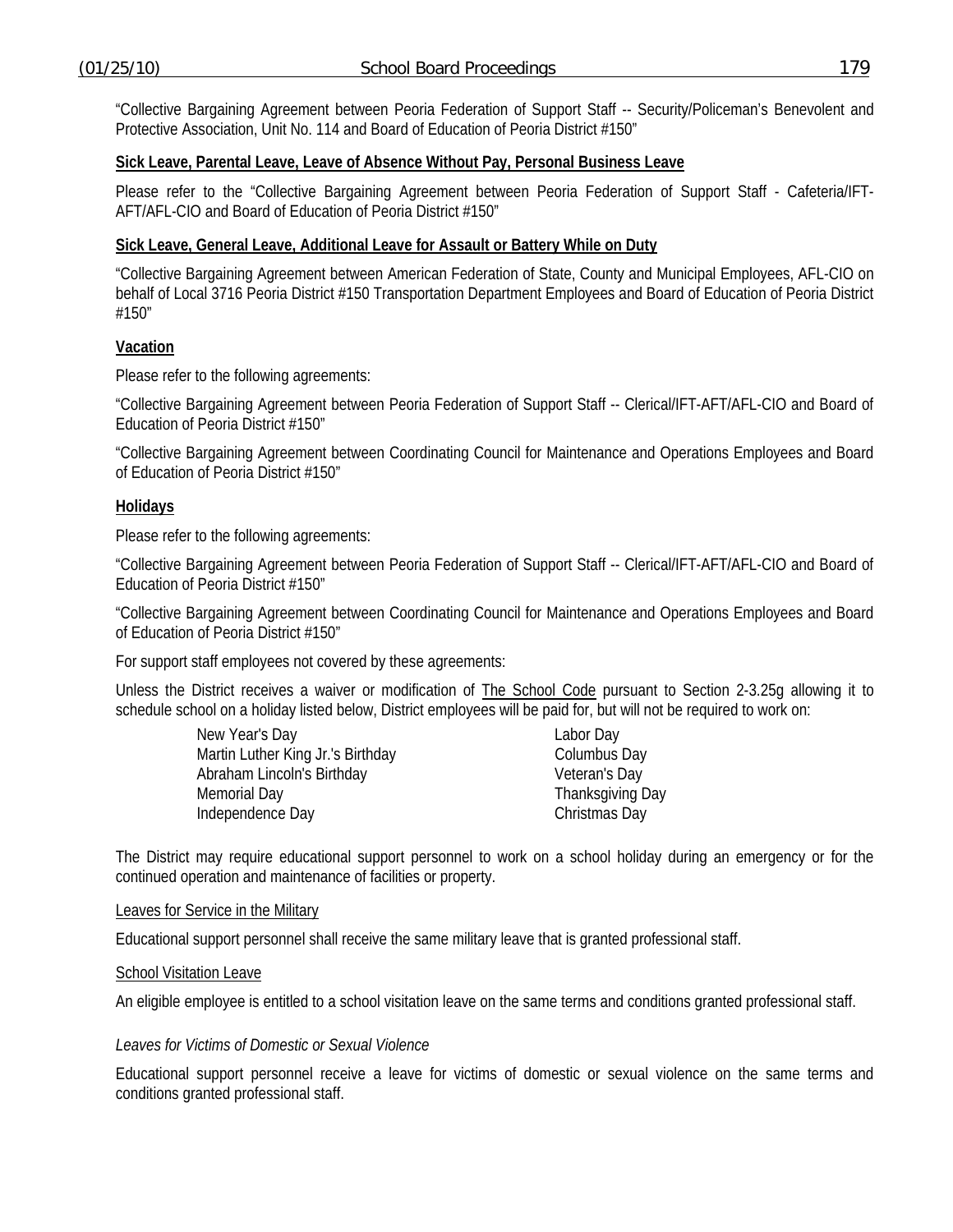"Collective Bargaining Agreement between Peoria Federation of Support Staff -- Security/Policeman's Benevolent and Protective Association, Unit No. 114 and Board of Education of Peoria District #150"

**Sick Leave, Parental Leave, Leave of Absence Without Pay, Personal Business Leave**

Please refer to the "Collective Bargaining Agreement between Peoria Federation of Support Staff - Cafeteria/IFT-AFT/AFL-CIO and Board of Education of Peoria District #150"

**Sick Leave, General Leave, Additional Leave for Assault or Battery While on Duty**

"Collective Bargaining Agreement between American Federation of State, County and Municipal Employees, AFL-CIO on behalf of Local 3716 Peoria District #150 Transportation Department Employees and Board of Education of Peoria District #150"

**Vacation**

Please refer to the following agreements:

"Collective Bargaining Agreement between Peoria Federation of Support Staff -- Clerical/IFT-AFT/AFL-CIO and Board of Education of Peoria District #150"

"Collective Bargaining Agreement between Coordinating Council for Maintenance and Operations Employees and Board of Education of Peoria District #150"

**Holidays**

Please refer to the following agreements:

"Collective Bargaining Agreement between Peoria Federation of Support Staff -- Clerical/IFT-AFT/AFL-CIO and Board of Education of Peoria District #150"

"Collective Bargaining Agreement between Coordinating Council for Maintenance and Operations Employees and Board of Education of Peoria District #150"

For support staff employees not covered by these agreements:

Unless the District receives a waiver or modification of The School Code pursuant to Section 2-3.25g allowing it to schedule school on a holiday listed below, District employees will be paid for, but will not be required to work on:

- New Year's Day
- Martin Luther King Jr.'s Birthday
- Abraham Lincoln's Birthday
- Memorial Day
- Independence Day
- Labor Day
- Columbus Day
- Veteran's Day
- Thanksgiving Day
- Christmas Day

The District may require educational support personnel to work on a school holiday during an emergency or for the continued operation and maintenance of facilities or property.

Leaves for Service in the Military

Educational support personnel shall receive the same military leave that is granted professional staff.

School Visitation Leave

An eligible employee is entitled to a school visitation leave on the same terms and conditions granted professional staff.

*Leaves for Victims of Domestic or Sexual Violence*

Educational support personnel receive a leave for victims of domestic or sexual violence on the same terms and conditions granted professional staff.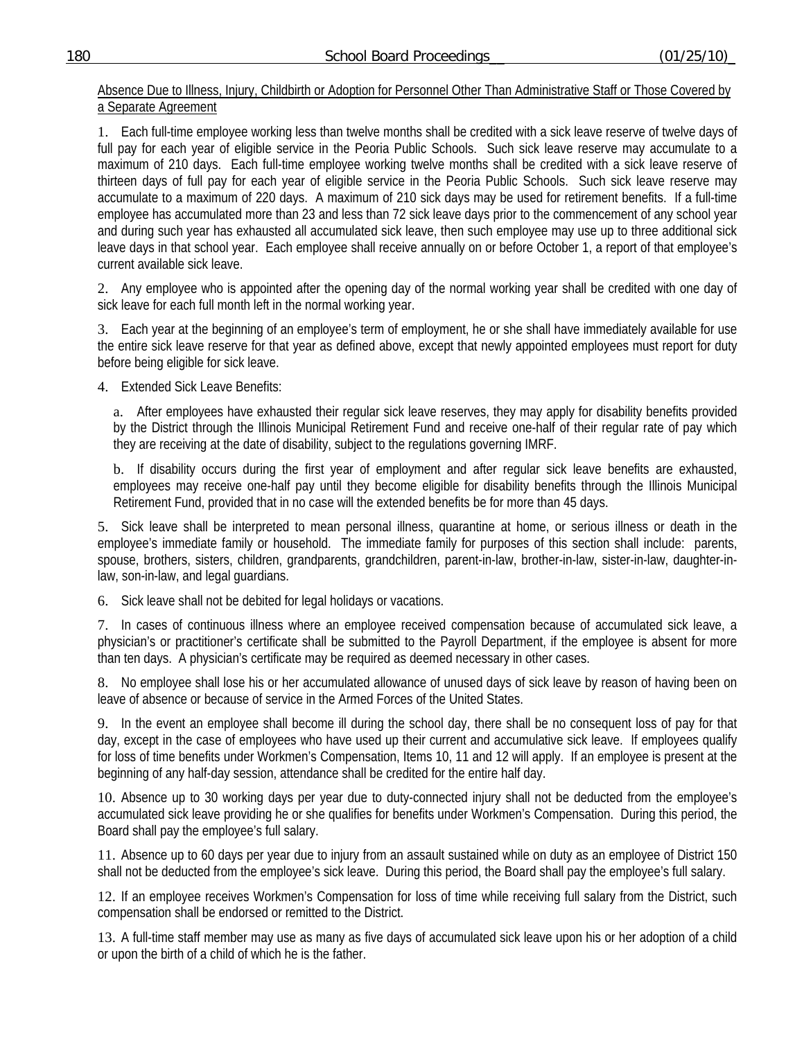Absence Due to Illness, Injury, Childbirth or Adoption for Personnel Other Than Administrative Staff or Those Covered by a Separate Agreement

1. Each full-time employee working less than twelve months shall be credited with a sick leave reserve of twelve days of full pay for each year of eligible service in the Peoria Public Schools. Such sick leave reserve may accumulate to a maximum of 210 days. Each full-time employee working twelve months shall be credited with a sick leave reserve of thirteen days of full pay for each year of eligible service in the Peoria Public Schools. Such sick leave reserve may accumulate to a maximum of 220 days. A maximum of 210 sick days may be used for retirement benefits. If a full-time employee has accumulated more than 23 and less than 72 sick leave days prior to the commencement of any school year and during such year has exhausted all accumulated sick leave, then such employee may use up to three additional sick leave days in that school year. Each employee shall receive annually on or before October 1, a report of that employee's current available sick leave.

2. Any employee who is appointed after the opening day of the normal working year shall be credited with one day of sick leave for each full month left in the normal working year.

3. Each year at the beginning of an employee's term of employment, he or she shall have immediately available for use the entire sick leave reserve for that year as defined above, except that newly appointed employees must report for duty before being eligible for sick leave.

4. Extended Sick Leave Benefits:

   a. After employees have exhausted their regular sick leave reserves, they may apply for disability benefits provided by the District through the Illinois Municipal Retirement Fund and receive one-half of their regular rate of pay which they are receiving at the date of disability, subject to the regulations governing IMRF.

   b. If disability occurs during the first year of employment and after regular sick leave benefits are exhausted, employees may receive one-half pay until they become eligible for disability benefits through the Illinois Municipal Retirement Fund, provided that in no case will the extended benefits be for more than 45 days.

5. Sick leave shall be interpreted to mean personal illness, quarantine at home, or serious illness or death in the employee's immediate family or household. The immediate family for purposes of this section shall include: parents, spouse, brothers, sisters, children, grandparents, grandchildren, parent-in-law, brother-in-law, sister-in-law, daughter-in-law, son-in-law, and legal guardians.

6. Sick leave shall not be debited for legal holidays or vacations.

7. In cases of continuous illness where an employee received compensation because of accumulated sick leave, a physician's or practitioner's certificate shall be submitted to the Payroll Department, if the employee is absent for more than ten days. A physician's certificate may be required as deemed necessary in other cases.

8. No employee shall lose his or her accumulated allowance of unused days of sick leave by reason of having been on leave of absence or because of service in the Armed Forces of the United States.

9. In the event an employee shall become ill during the school day, there shall be no consequent loss of pay for that day, except in the case of employees who have used up their current and accumulative sick leave. If employees qualify for loss of time benefits under Workmen's Compensation, Items 10, 11 and 12 will apply. If an employee is present at the beginning of any half-day session, attendance shall be credited for the entire half day.

10. Absence up to 30 working days per year due to duty-connected injury shall not be deducted from the employee's accumulated sick leave providing he or she qualifies for benefits under Workmen's Compensation. During this period, the Board shall pay the employee's full salary.

11. Absence up to 60 days per year due to injury from an assault sustained while on duty as an employee of District 150 shall not be deducted from the employee's sick leave. During this period, the Board shall pay the employee's full salary.

12. If an employee receives Workmen's Compensation for loss of time while receiving full salary from the District, such compensation shall be endorsed or remitted to the District.

13. A full-time staff member may use as many as five days of accumulated sick leave upon his or her adoption of a child or upon the birth of a child of which he is the father.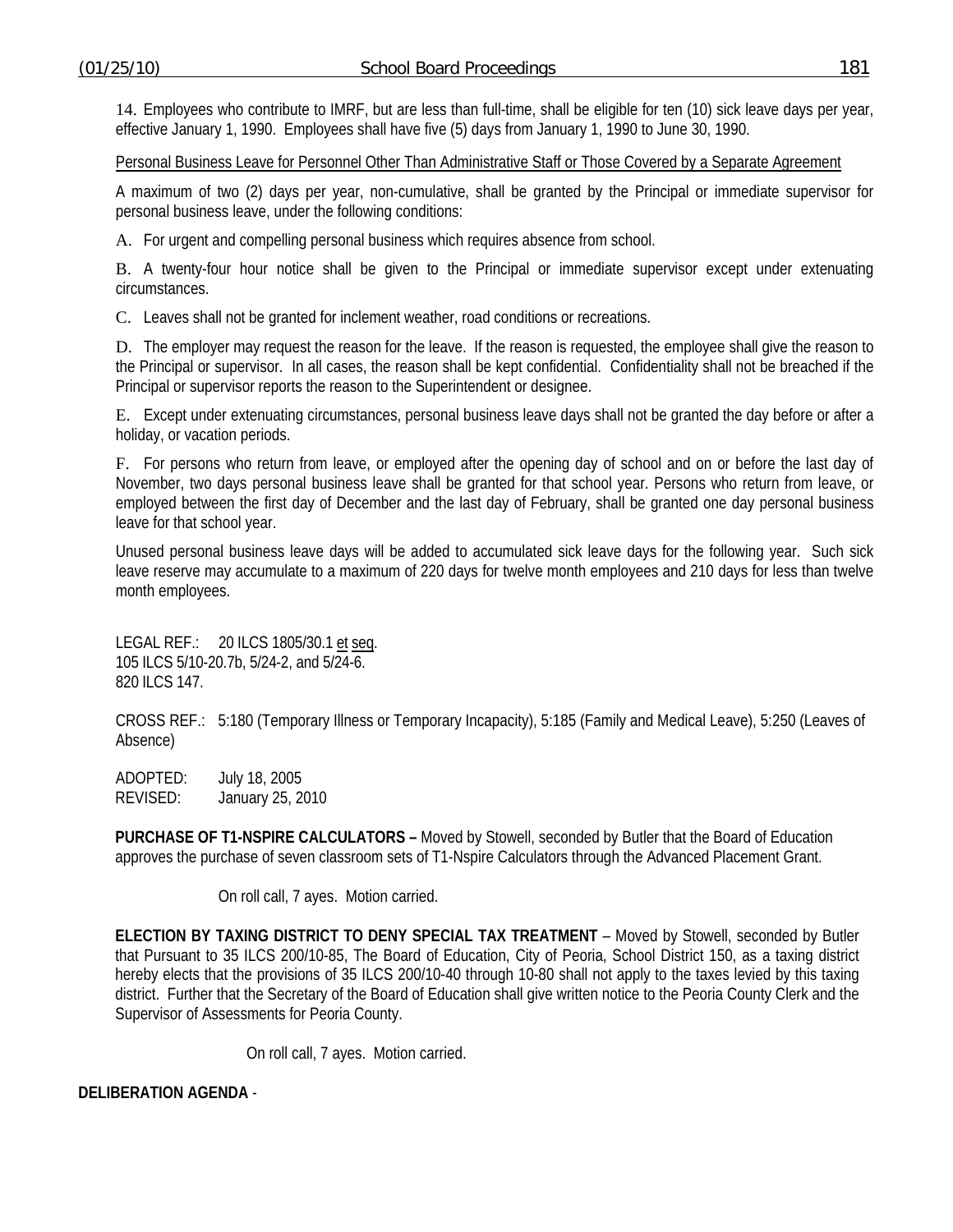14. Employees who contribute to IMRF, but are less than full-time, shall be eligible for ten (10) sick leave days per year, effective January 1, 1990. Employees shall have five (5) days from January 1, 1990 to June 30, 1990.

Personal Business Leave for Personnel Other Than Administrative Staff or Those Covered by a Separate Agreement

A maximum of two (2) days per year, non-cumulative, shall be granted by the Principal or immediate supervisor for personal business leave, under the following conditions:

A. For urgent and compelling personal business which requires absence from school.

B. A twenty-four hour notice shall be given to the Principal or immediate supervisor except under extenuating circumstances.

C. Leaves shall not be granted for inclement weather, road conditions or recreations.

D. The employer may request the reason for the leave. If the reason is requested, the employee shall give the reason to the Principal or supervisor. In all cases, the reason shall be kept confidential. Confidentiality shall not be breached if the Principal or supervisor reports the reason to the Superintendent or designee.

E. Except under extenuating circumstances, personal business leave days shall not be granted the day before or after a holiday, or vacation periods.

F. For persons who return from leave, or employed after the opening day of school and on or before the last day of November, two days personal business leave shall be granted for that school year. Persons who return from leave, or employed between the first day of December and the last day of February, shall be granted one day personal business leave for that school year.

Unused personal business leave days will be added to accumulated sick leave days for the following year. Such sick leave reserve may accumulate to a maximum of 220 days for twelve month employees and 210 days for less than twelve month employees.

LEGAL REF.: 20 ILCS 1805/30.1 et seq.
105 ILCS 5/10-20.7b, 5/24-2, and 5/24-6.
820 ILCS 147.

CROSS REF.: 5:180 (Temporary Illness or Temporary Incapacity), 5:185 (Family and Medical Leave), 5:250 (Leaves of Absence)

ADOPTED: July 18, 2005
REVISED: January 25, 2010

**PURCHASE OF T1-NSPIRE CALCULATORS –** Moved by Stowell, seconded by Butler that the Board of Education approves the purchase of seven classroom sets of T1-Nspire Calculators through the Advanced Placement Grant.

On roll call, 7 ayes. Motion carried.

**ELECTION BY TAXING DISTRICT TO DENY SPECIAL TAX TREATMENT** – Moved by Stowell, seconded by Butler that Pursuant to 35 ILCS 200/10-85, The Board of Education, City of Peoria, School District 150, as a taxing district hereby elects that the provisions of 35 ILCS 200/10-40 through 10-80 shall not apply to the taxes levied by this taxing district. Further that the Secretary of the Board of Education shall give written notice to the Peoria County Clerk and the Supervisor of Assessments for Peoria County.

On roll call, 7 ayes. Motion carried.

**DELIBERATION AGENDA** -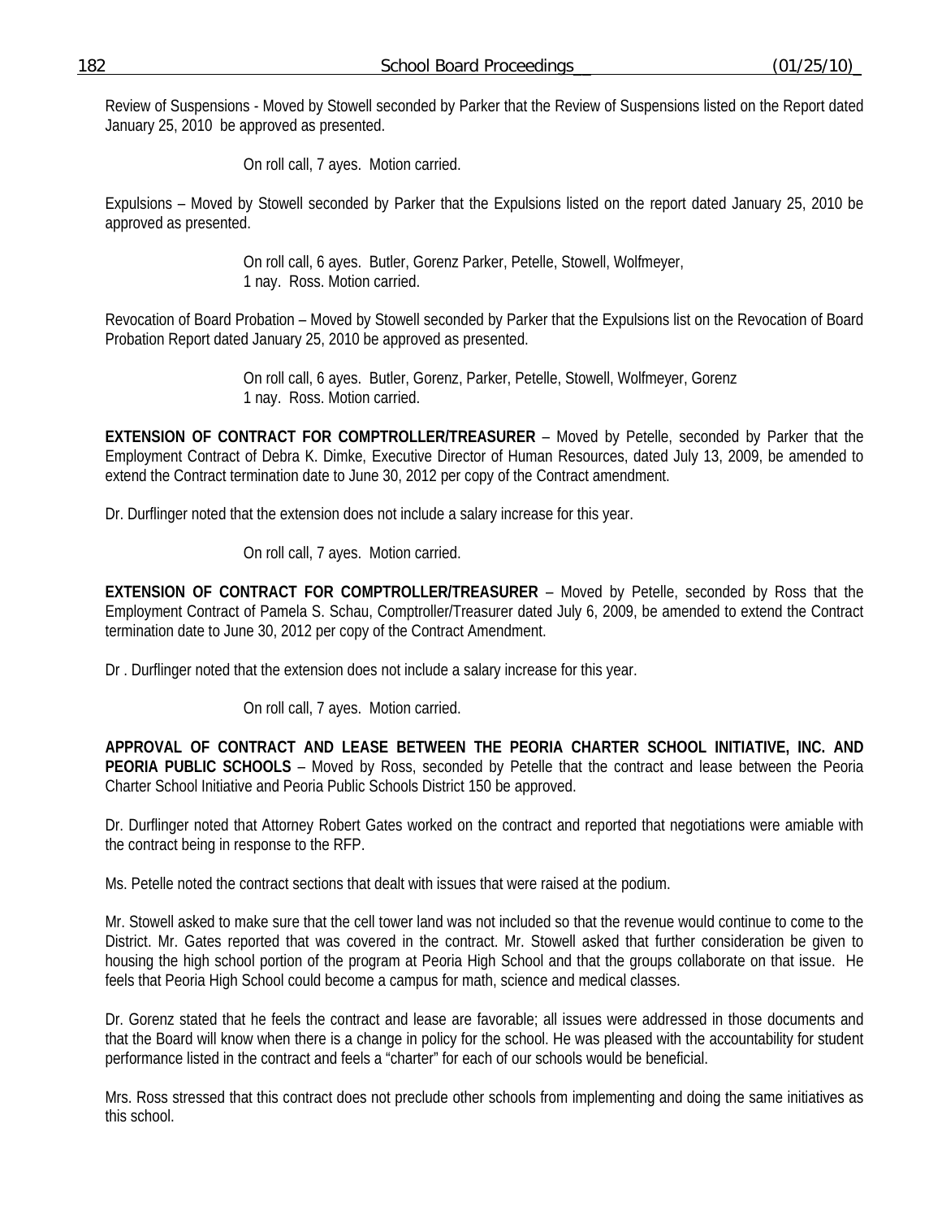Review of Suspensions - Moved by Stowell seconded by Parker that the Review of Suspensions listed on the Report dated January 25, 2010 be approved as presented.

On roll call, 7 ayes. Motion carried.

Expulsions – Moved by Stowell seconded by Parker that the Expulsions listed on the report dated January 25, 2010 be approved as presented.

On roll call, 6 ayes. Butler, Gorenz Parker, Petelle, Stowell, Wolfmeyer,
1 nay. Ross. Motion carried.

Revocation of Board Probation – Moved by Stowell seconded by Parker that the Expulsions list on the Revocation of Board Probation Report dated January 25, 2010 be approved as presented.

On roll call, 6 ayes. Butler, Gorenz, Parker, Petelle, Stowell, Wolfmeyer, Gorenz
1 nay. Ross. Motion carried.

**EXTENSION OF CONTRACT FOR COMPTROLLER/TREASURER** – Moved by Petelle, seconded by Parker that the Employment Contract of Debra K. Dimke, Executive Director of Human Resources, dated July 13, 2009, be amended to extend the Contract termination date to June 30, 2012 per copy of the Contract amendment.

Dr. Durflinger noted that the extension does not include a salary increase for this year.

On roll call, 7 ayes. Motion carried.

**EXTENSION OF CONTRACT FOR COMPTROLLER/TREASURER** – Moved by Petelle, seconded by Ross that the Employment Contract of Pamela S. Schau, Comptroller/Treasurer dated July 6, 2009, be amended to extend the Contract termination date to June 30, 2012 per copy of the Contract Amendment.

Dr . Durflinger noted that the extension does not include a salary increase for this year.

On roll call, 7 ayes. Motion carried.

**APPROVAL OF CONTRACT AND LEASE BETWEEN THE PEORIA CHARTER SCHOOL INITIATIVE, INC. AND PEORIA PUBLIC SCHOOLS** – Moved by Ross, seconded by Petelle that the contract and lease between the Peoria Charter School Initiative and Peoria Public Schools District 150 be approved.

Dr. Durflinger noted that Attorney Robert Gates worked on the contract and reported that negotiations were amiable with the contract being in response to the RFP.

Ms. Petelle noted the contract sections that dealt with issues that were raised at the podium.

Mr. Stowell asked to make sure that the cell tower land was not included so that the revenue would continue to come to the District. Mr. Gates reported that was covered in the contract. Mr. Stowell asked that further consideration be given to housing the high school portion of the program at Peoria High School and that the groups collaborate on that issue. He feels that Peoria High School could become a campus for math, science and medical classes.

Dr. Gorenz stated that he feels the contract and lease are favorable; all issues were addressed in those documents and that the Board will know when there is a change in policy for the school. He was pleased with the accountability for student performance listed in the contract and feels a "charter" for each of our schools would be beneficial.

Mrs. Ross stressed that this contract does not preclude other schools from implementing and doing the same initiatives as this school.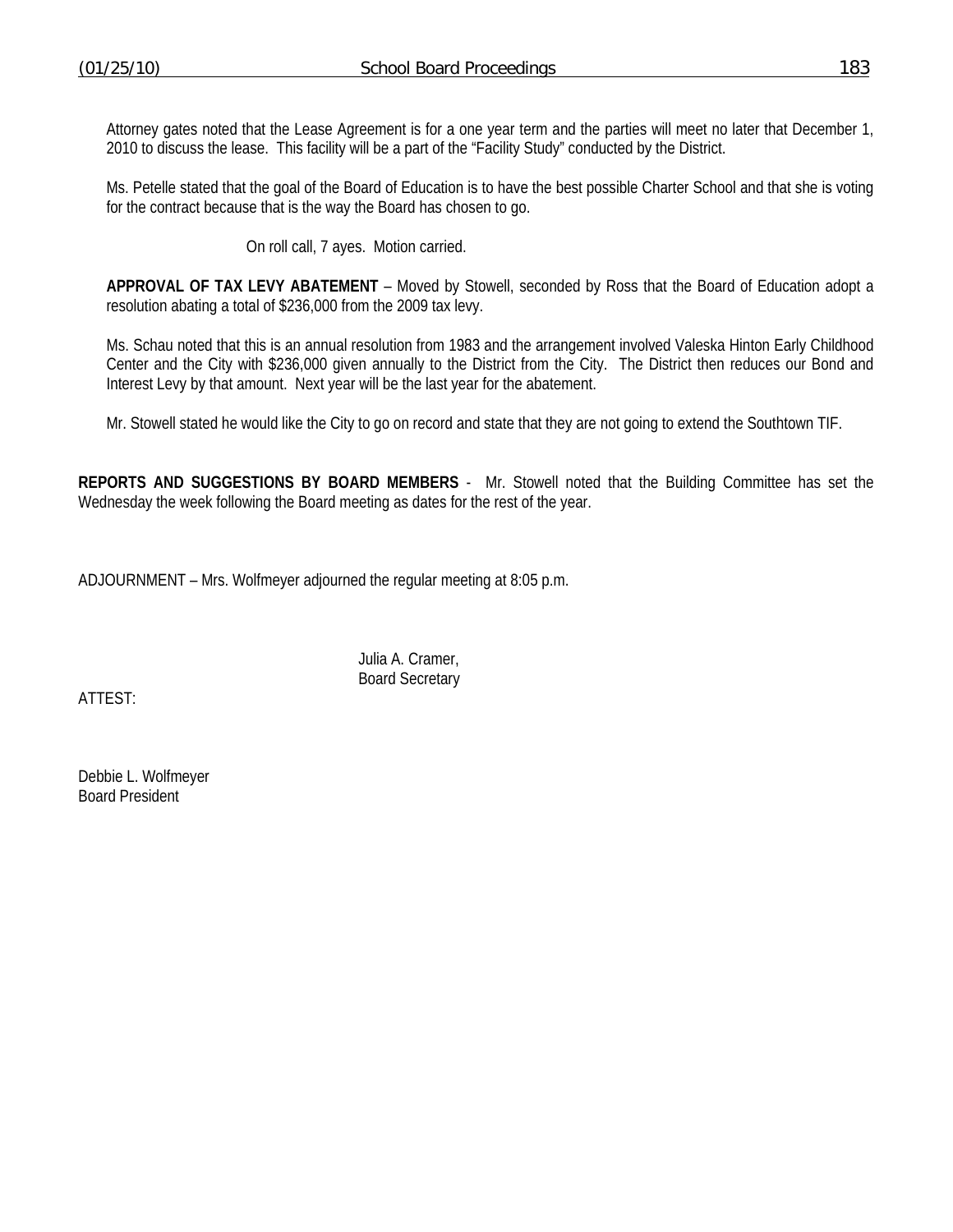Attorney gates noted that the Lease Agreement is for a one year term and the parties will meet no later that December 1, 2010 to discuss the lease. This facility will be a part of the "Facility Study" conducted by the District.

Ms. Petelle stated that the goal of the Board of Education is to have the best possible Charter School and that she is voting for the contract because that is the way the Board has chosen to go.

On roll call, 7 ayes. Motion carried.

**APPROVAL OF TAX LEVY ABATEMENT** – Moved by Stowell, seconded by Ross that the Board of Education adopt a resolution abating a total of $236,000 from the 2009 tax levy.

Ms. Schau noted that this is an annual resolution from 1983 and the arrangement involved Valeska Hinton Early Childhood Center and the City with $236,000 given annually to the District from the City. The District then reduces our Bond and Interest Levy by that amount. Next year will be the last year for the abatement.

Mr. Stowell stated he would like the City to go on record and state that they are not going to extend the Southtown TIF.

**REPORTS AND SUGGESTIONS BY BOARD MEMBERS** - Mr. Stowell noted that the Building Committee has set the Wednesday the week following the Board meeting as dates for the rest of the year.

ADJOURNMENT – Mrs. Wolfmeyer adjourned the regular meeting at 8:05 p.m.

Julia A. Cramer,
Board Secretary

ATTEST:

Debbie L. Wolfmeyer
Board President